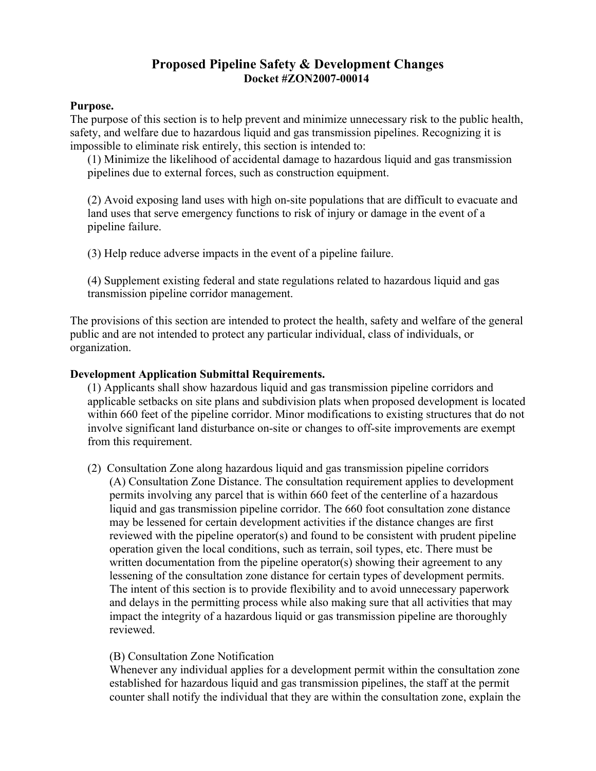# Proposed Pipeline Safety & Development Changes

**Docket #ZON2007-00014**

**Purpose.**

The purpose of this section is to help prevent and minimize unnecessary risk to the public health, safety, and welfare due to hazardous liquid and gas transmission pipelines. Recognizing it is impossible to eliminate risk entirely, this section is intended to:

(1) Minimize the likelihood of accidental damage to hazardous liquid and gas transmission pipelines due to external forces, such as construction equipment.

(2) Avoid exposing land uses with high on-site populations that are difficult to evacuate and land uses that serve emergency functions to risk of injury or damage in the event of a pipeline failure.

(3) Help reduce adverse impacts in the event of a pipeline failure.

(4) Supplement existing federal and state regulations related to hazardous liquid and gas transmission pipeline corridor management.

The provisions of this section are intended to protect the health, safety and welfare of the general public and are not intended to protect any particular individual, class of individuals, or organization.

**Development Application Submittal Requirements.**

(1) Applicants shall show hazardous liquid and gas transmission pipeline corridors and applicable setbacks on site plans and subdivision plats when proposed development is located within 660 feet of the pipeline corridor. Minor modifications to existing structures that do not involve significant land disturbance on-site or changes to off-site improvements are exempt from this requirement.

(2) Consultation Zone along hazardous liquid and gas transmission pipeline corridors

(A) Consultation Zone Distance. The consultation requirement applies to development permits involving any parcel that is within 660 feet of the centerline of a hazardous liquid and gas transmission pipeline corridor. The 660 foot consultation zone distance may be lessened for certain development activities if the distance changes are first reviewed with the pipeline operator(s) and found to be consistent with prudent pipeline operation given the local conditions, such as terrain, soil types, etc. There must be written documentation from the pipeline operator(s) showing their agreement to any lessening of the consultation zone distance for certain types of development permits. The intent of this section is to provide flexibility and to avoid unnecessary paperwork and delays in the permitting process while also making sure that all activities that may impact the integrity of a hazardous liquid or gas transmission pipeline are thoroughly reviewed.

(B) Consultation Zone Notification

Whenever any individual applies for a development permit within the consultation zone established for hazardous liquid and gas transmission pipelines, the staff at the permit counter shall notify the individual that they are within the consultation zone, explain the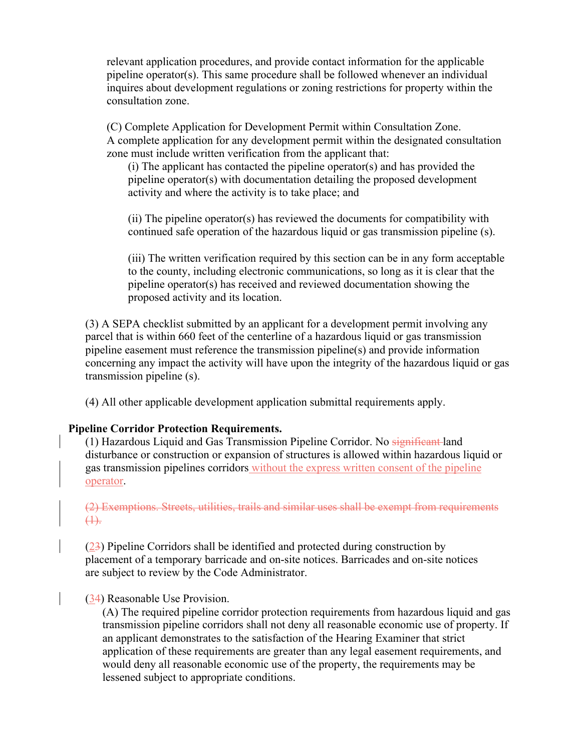relevant application procedures, and provide contact information for the applicable pipeline operator(s). This same procedure shall be followed whenever an individual inquires about development regulations or zoning restrictions for property within the consultation zone.

(C) Complete Application for Development Permit within Consultation Zone. A complete application for any development permit within the designated consultation zone must include written verification from the applicant that:

(i) The applicant has contacted the pipeline operator(s) and has provided the pipeline operator(s) with documentation detailing the proposed development activity and where the activity is to take place; and

(ii) The pipeline operator(s) has reviewed the documents for compatibility with continued safe operation of the hazardous liquid or gas transmission pipeline (s).

(iii) The written verification required by this section can be in any form acceptable to the county, including electronic communications, so long as it is clear that the pipeline operator(s) has received and reviewed documentation showing the proposed activity and its location.

(3) A SEPA checklist submitted by an applicant for a development permit involving any parcel that is within 660 feet of the centerline of a hazardous liquid or gas transmission pipeline easement must reference the transmission pipeline(s) and provide information concerning any impact the activity will have upon the integrity of the hazardous liquid or gas transmission pipeline (s).

(4) All other applicable development application submittal requirements apply.

**Pipeline Corridor Protection Requirements.**

(1) Hazardous Liquid and Gas Transmission Pipeline Corridor. No ~~significant~~ land disturbance or construction or expansion of structures is allowed within hazardous liquid or gas transmission pipelines corridors <u>without the express written consent of the pipeline operator</u>.

~~(2) Exemptions. Streets, utilities, trails and similar uses shall be exempt from requirements (1).~~

(<u>2</u>~~3~~) Pipeline Corridors shall be identified and protected during construction by placement of a temporary barricade and on-site notices. Barricades and on-site notices are subject to review by the Code Administrator.

(<u>3</u>~~4~~) Reasonable Use Provision.

(A) The required pipeline corridor protection requirements from hazardous liquid and gas transmission pipeline corridors shall not deny all reasonable economic use of property. If an applicant demonstrates to the satisfaction of the Hearing Examiner that strict application of these requirements are greater than any legal easement requirements, and would deny all reasonable economic use of the property, the requirements may be lessened subject to appropriate conditions.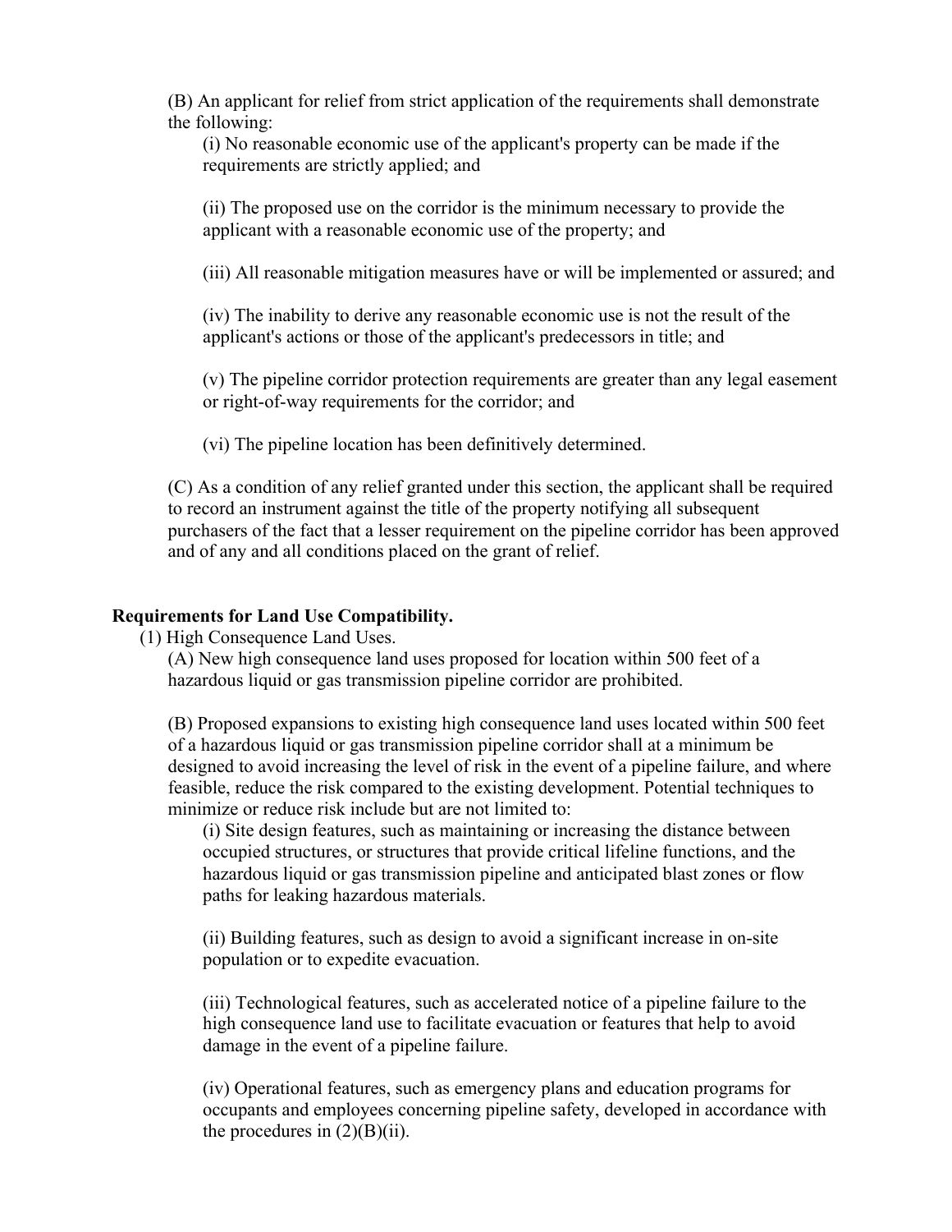(B) An applicant for relief from strict application of the requirements shall demonstrate the following:

(i) No reasonable economic use of the applicant's property can be made if the requirements are strictly applied; and

(ii) The proposed use on the corridor is the minimum necessary to provide the applicant with a reasonable economic use of the property; and

(iii) All reasonable mitigation measures have or will be implemented or assured; and

(iv) The inability to derive any reasonable economic use is not the result of the applicant's actions or those of the applicant's predecessors in title; and

(v) The pipeline corridor protection requirements are greater than any legal easement or right-of-way requirements for the corridor; and

(vi) The pipeline location has been definitively determined.

(C) As a condition of any relief granted under this section, the applicant shall be required to record an instrument against the title of the property notifying all subsequent purchasers of the fact that a lesser requirement on the pipeline corridor has been approved and of any and all conditions placed on the grant of relief.

**Requirements for Land Use Compatibility.**

(1) High Consequence Land Uses.

(A) New high consequence land uses proposed for location within 500 feet of a hazardous liquid or gas transmission pipeline corridor are prohibited.

(B) Proposed expansions to existing high consequence land uses located within 500 feet of a hazardous liquid or gas transmission pipeline corridor shall at a minimum be designed to avoid increasing the level of risk in the event of a pipeline failure, and where feasible, reduce the risk compared to the existing development. Potential techniques to minimize or reduce risk include but are not limited to:

(i) Site design features, such as maintaining or increasing the distance between occupied structures, or structures that provide critical lifeline functions, and the hazardous liquid or gas transmission pipeline and anticipated blast zones or flow paths for leaking hazardous materials.

(ii) Building features, such as design to avoid a significant increase in on-site population or to expedite evacuation.

(iii) Technological features, such as accelerated notice of a pipeline failure to the high consequence land use to facilitate evacuation or features that help to avoid damage in the event of a pipeline failure.

(iv) Operational features, such as emergency plans and education programs for occupants and employees concerning pipeline safety, developed in accordance with the procedures in (2)(B)(ii).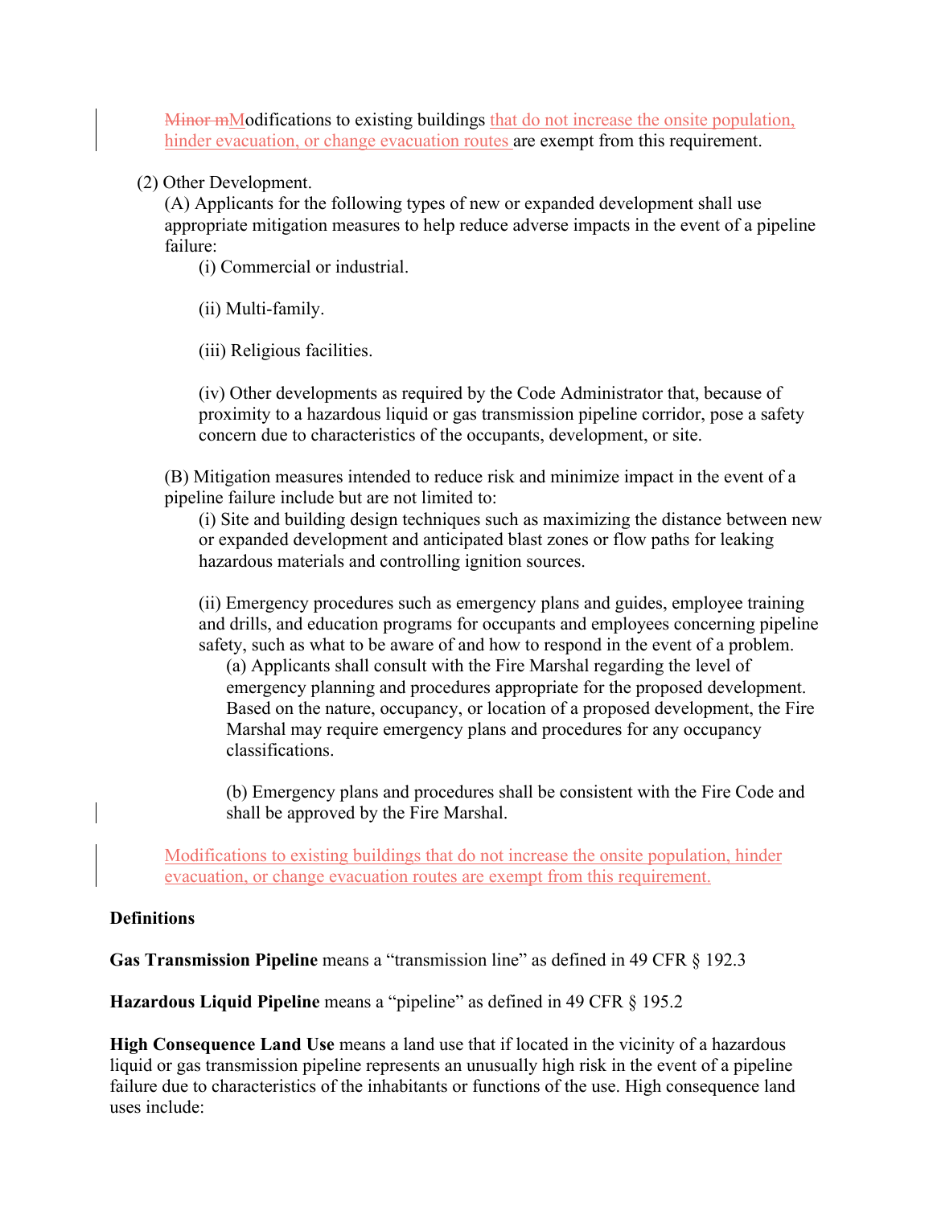~~Minor m~~Modifications to existing buildings <u>that do not increase the onsite population, hinder evacuation, or change evacuation routes</u> are exempt from this requirement.

(2) Other Development.

(A) Applicants for the following types of new or expanded development shall use appropriate mitigation measures to help reduce adverse impacts in the event of a pipeline failure:

(i) Commercial or industrial.

(ii) Multi-family.

(iii) Religious facilities.

(iv) Other developments as required by the Code Administrator that, because of proximity to a hazardous liquid or gas transmission pipeline corridor, pose a safety concern due to characteristics of the occupants, development, or site.

(B) Mitigation measures intended to reduce risk and minimize impact in the event of a pipeline failure include but are not limited to:

(i) Site and building design techniques such as maximizing the distance between new or expanded development and anticipated blast zones or flow paths for leaking hazardous materials and controlling ignition sources.

(ii) Emergency procedures such as emergency plans and guides, employee training and drills, and education programs for occupants and employees concerning pipeline safety, such as what to be aware of and how to respond in the event of a problem.

(a) Applicants shall consult with the Fire Marshal regarding the level of emergency planning and procedures appropriate for the proposed development. Based on the nature, occupancy, or location of a proposed development, the Fire Marshal may require emergency plans and procedures for any occupancy classifications.

(b) Emergency plans and procedures shall be consistent with the Fire Code and shall be approved by the Fire Marshal.

<u>Modifications to existing buildings that do not increase the onsite population, hinder evacuation, or change evacuation routes are exempt from this requirement.</u>

**Definitions**

**Gas Transmission Pipeline** means a "transmission line" as defined in 49 CFR § 192.3

**Hazardous Liquid Pipeline** means a "pipeline" as defined in 49 CFR § 195.2

**High Consequence Land Use** means a land use that if located in the vicinity of a hazardous liquid or gas transmission pipeline represents an unusually high risk in the event of a pipeline failure due to characteristics of the inhabitants or functions of the use. High consequence land uses include: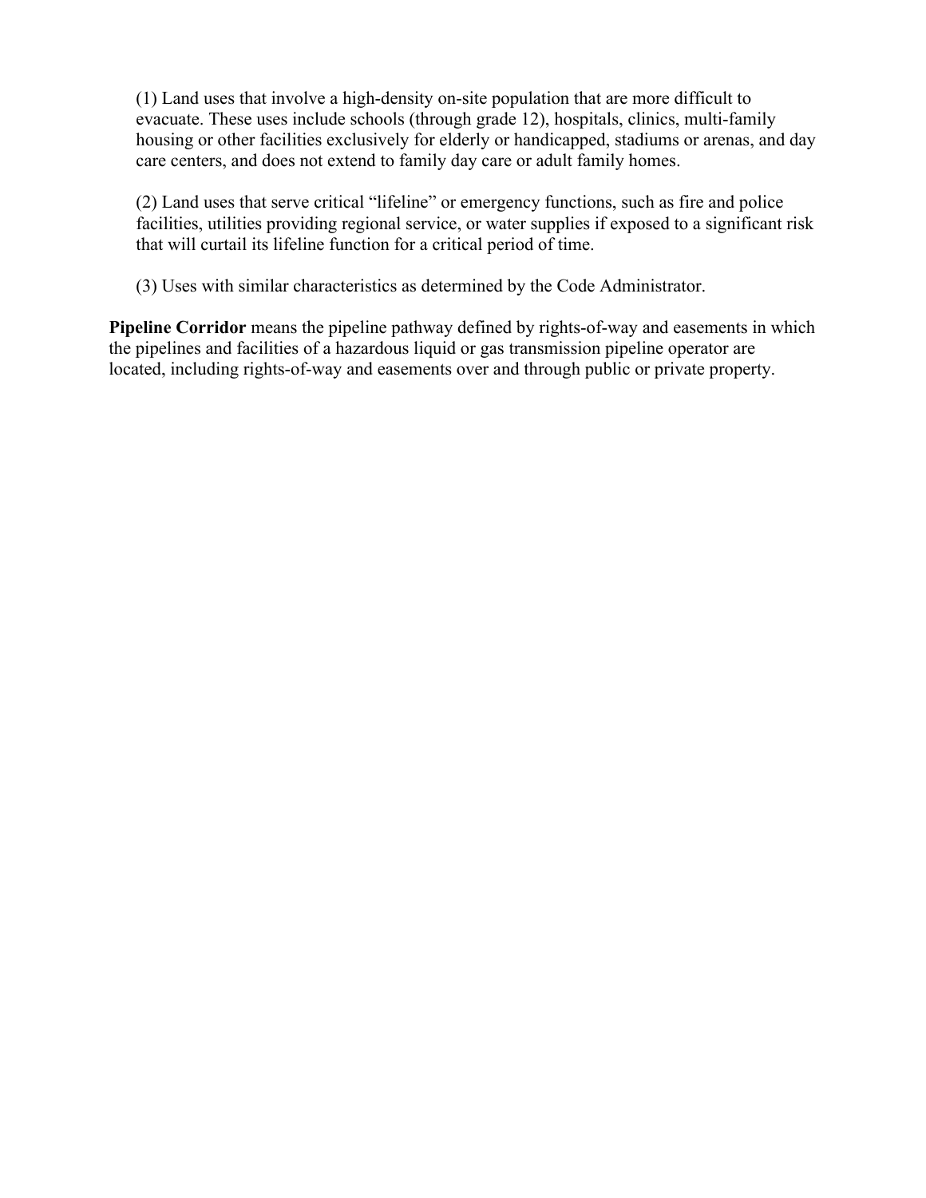(1) Land uses that involve a high-density on-site population that are more difficult to evacuate. These uses include schools (through grade 12), hospitals, clinics, multi-family housing or other facilities exclusively for elderly or handicapped, stadiums or arenas, and day care centers, and does not extend to family day care or adult family homes.

(2) Land uses that serve critical "lifeline" or emergency functions, such as fire and police facilities, utilities providing regional service, or water supplies if exposed to a significant risk that will curtail its lifeline function for a critical period of time.

(3) Uses with similar characteristics as determined by the Code Administrator.

**Pipeline Corridor** means the pipeline pathway defined by rights-of-way and easements in which the pipelines and facilities of a hazardous liquid or gas transmission pipeline operator are located, including rights-of-way and easements over and through public or private property.